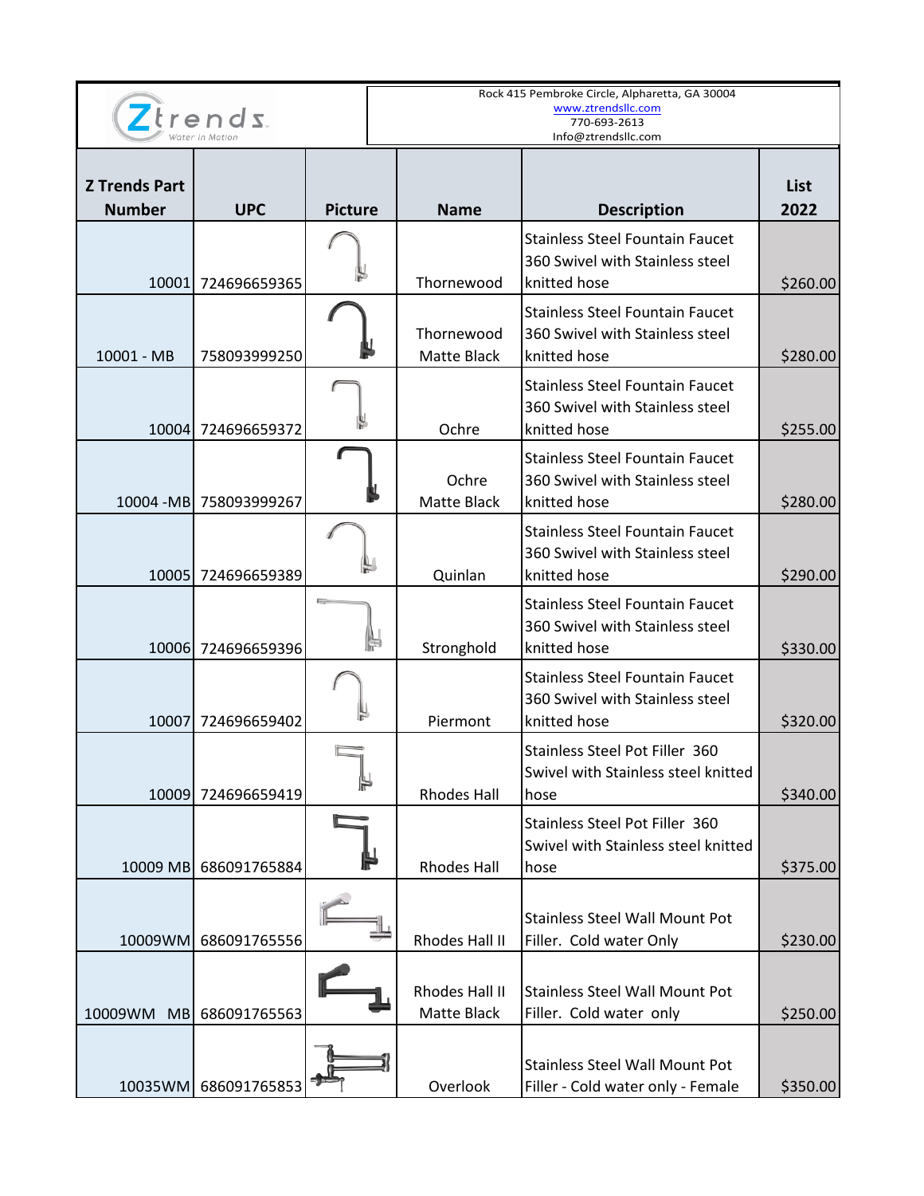Ztrends Water in Motion

Rock 415 Pembroke Circle, Alpharetta, GA 30004
www.ztrendsllc.com
770-693-2613
Info@ztrendsllc.com

| Z Trends Part Number | UPC | Picture | Name | Description | List 2022 |
|---|---|---|---|---|---|
| 10001 | 724696659365 | | Thornewood | Stainless Steel Fountain Faucet 360 Swivel with Stainless steel knitted hose | $260.00 |
| 10001 - MB | 758093999250 | | Thornewood Matte Black | Stainless Steel Fountain Faucet 360 Swivel with Stainless steel knitted hose | $280.00 |
| 10004 | 724696659372 | | Ochre | Stainless Steel Fountain Faucet 360 Swivel with Stainless steel knitted hose | $255.00 |
| 10004 -MB | 758093999267 | | Ochre Matte Black | Stainless Steel Fountain Faucet 360 Swivel with Stainless steel knitted hose | $280.00 |
| 10005 | 724696659389 | | Quinlan | Stainless Steel Fountain Faucet 360 Swivel with Stainless steel knitted hose | $290.00 |
| 10006 | 724696659396 | | Stronghold | Stainless Steel Fountain Faucet 360 Swivel with Stainless steel knitted hose | $330.00 |
| 10007 | 724696659402 | | Piermont | Stainless Steel Fountain Faucet 360 Swivel with Stainless steel knitted hose | $320.00 |
| 10009 | 724696659419 | | Rhodes Hall | Stainless Steel Pot Filler 360 Swivel with Stainless steel knitted hose | $340.00 |
| 10009 MB | 686091765884 | | Rhodes Hall | Stainless Steel Pot Filler 360 Swivel with Stainless steel knitted hose | $375.00 |
| 10009WM | 686091765556 | | Rhodes Hall II | Stainless Steel Wall Mount Pot Filler. Cold water Only | $230.00 |
| 10009WM MB | 686091765563 | | Rhodes Hall II Matte Black | Stainless Steel Wall Mount Pot Filler. Cold water only | $250.00 |
| 10035WM | 686091765853 | | Overlook | Stainless Steel Wall Mount Pot Filler - Cold water only - Female | $350.00 |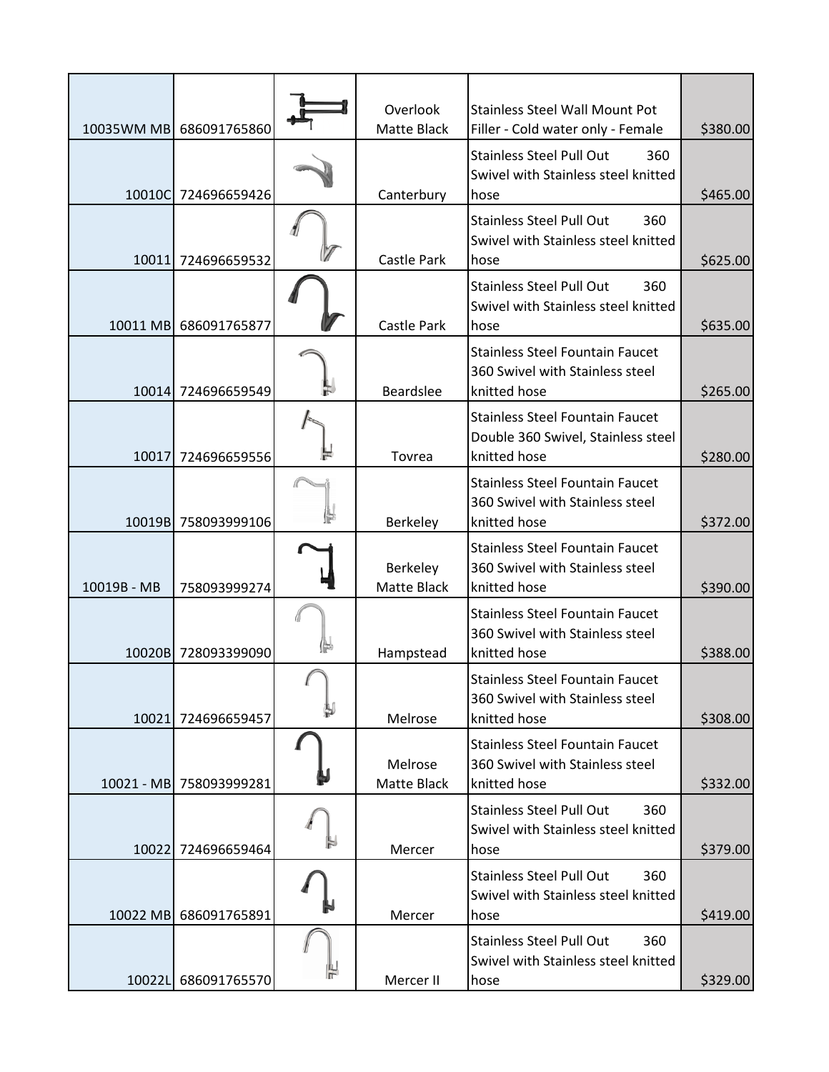| | | | | | |
|---|---|---|---|---|---|
| 10035WM MB | 686091765860 | | Overlook Matte Black | Stainless Steel Wall Mount Pot Filler - Cold water only - Female | $380.00 |
| 10010C | 724696659426 | | Canterbury | Stainless Steel Pull Out 360 Swivel with Stainless steel knitted hose | $465.00 |
| 10011 | 724696659532 | | Castle Park | Stainless Steel Pull Out 360 Swivel with Stainless steel knitted hose | $625.00 |
| 10011 MB | 686091765877 | | Castle Park | Stainless Steel Pull Out 360 Swivel with Stainless steel knitted hose | $635.00 |
| 10014 | 724696659549 | | Beardslee | Stainless Steel Fountain Faucet 360 Swivel with Stainless steel knitted hose | $265.00 |
| 10017 | 724696659556 | | Tovrea | Stainless Steel Fountain Faucet Double 360 Swivel, Stainless steel knitted hose | $280.00 |
| 10019B | 758093999106 | | Berkeley | Stainless Steel Fountain Faucet 360 Swivel with Stainless steel knitted hose | $372.00 |
| 10019B - MB | 758093999274 | | Berkeley Matte Black | Stainless Steel Fountain Faucet 360 Swivel with Stainless steel knitted hose | $390.00 |
| 10020B | 728093399090 | | Hampstead | Stainless Steel Fountain Faucet 360 Swivel with Stainless steel knitted hose | $388.00 |
| 10021 | 724696659457 | | Melrose | Stainless Steel Fountain Faucet 360 Swivel with Stainless steel knitted hose | $308.00 |
| 10021 - MB | 758093999281 | | Melrose Matte Black | Stainless Steel Fountain Faucet 360 Swivel with Stainless steel knitted hose | $332.00 |
| 10022 | 724696659464 | | Mercer | Stainless Steel Pull Out 360 Swivel with Stainless steel knitted hose | $379.00 |
| 10022 MB | 686091765891 | | Mercer | Stainless Steel Pull Out 360 Swivel with Stainless steel knitted hose | $419.00 |
| 10022L | 686091765570 | | Mercer II | Stainless Steel Pull Out 360 Swivel with Stainless steel knitted hose | $329.00 |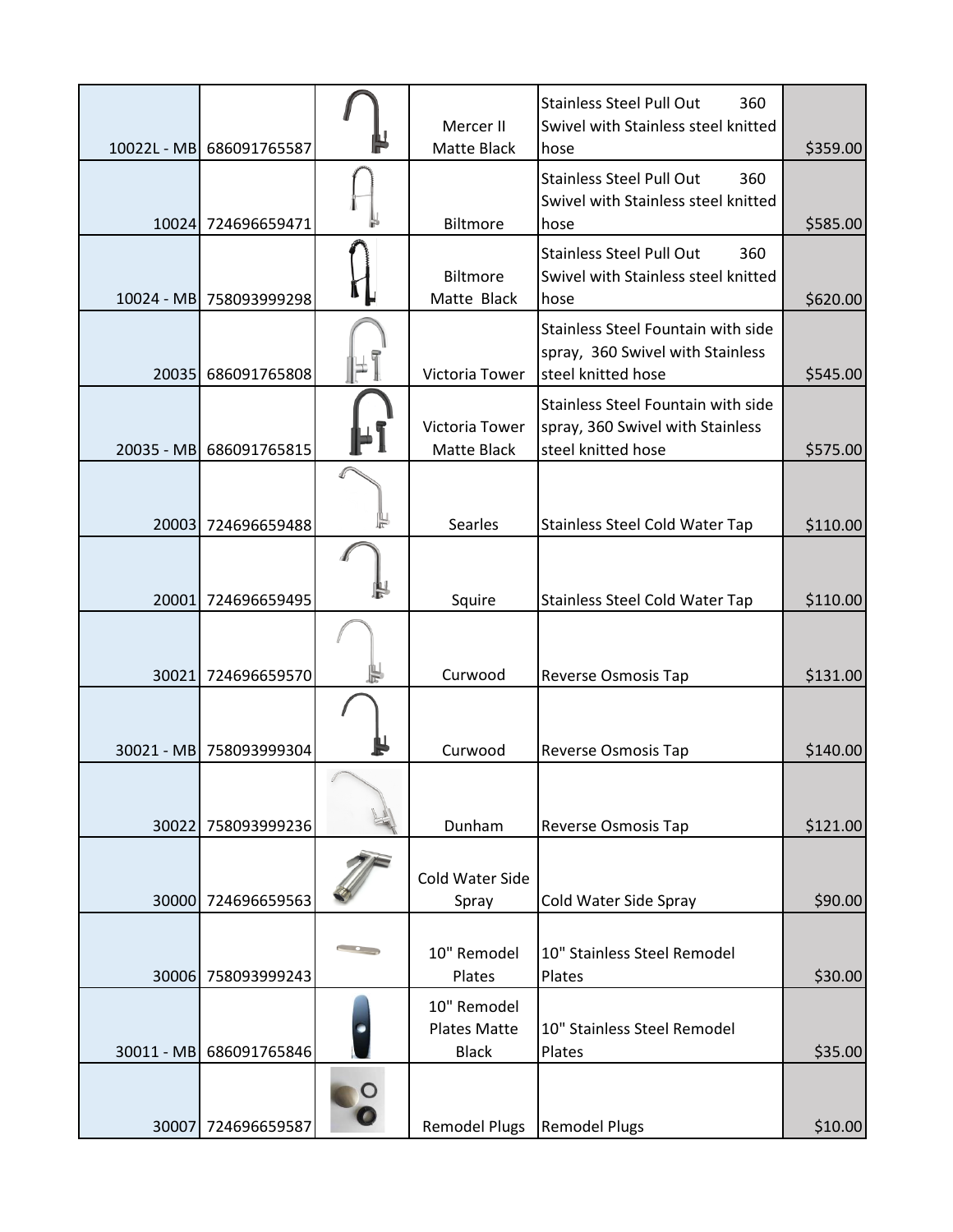| | | | | | |
|---|---|---|---|---|---|
| 10022L - MB | 686091765587 | | Mercer II Matte Black | Stainless Steel Pull Out 360 Swivel with Stainless steel knitted hose | $359.00 |
| 10024 | 724696659471 | | Biltmore | Stainless Steel Pull Out 360 Swivel with Stainless steel knitted hose | $585.00 |
| 10024 - MB | 758093999298 | | Biltmore Matte Black | Stainless Steel Pull Out 360 Swivel with Stainless steel knitted hose | $620.00 |
| 20035 | 686091765808 | | Victoria Tower | Stainless Steel Fountain with side spray, 360 Swivel with Stainless steel knitted hose | $545.00 |
| 20035 - MB | 686091765815 | | Victoria Tower Matte Black | Stainless Steel Fountain with side spray, 360 Swivel with Stainless steel knitted hose | $575.00 |
| 20003 | 724696659488 | | Searles | Stainless Steel Cold Water Tap | $110.00 |
| 20001 | 724696659495 | | Squire | Stainless Steel Cold Water Tap | $110.00 |
| 30021 | 724696659570 | | Curwood | Reverse Osmosis Tap | $131.00 |
| 30021 - MB | 758093999304 | | Curwood | Reverse Osmosis Tap | $140.00 |
| 30022 | 758093999236 | | Dunham | Reverse Osmosis Tap | $121.00 |
| 30000 | 724696659563 | | Cold Water Side Spray | Cold Water Side Spray | $90.00 |
| 30006 | 758093999243 | | 10" Remodel Plates | 10" Stainless Steel Remodel Plates | $30.00 |
| 30011 - MB | 686091765846 | | 10" Remodel Plates Matte Black | 10" Stainless Steel Remodel Plates | $35.00 |
| 30007 | 724696659587 | | Remodel Plugs | Remodel Plugs | $10.00 |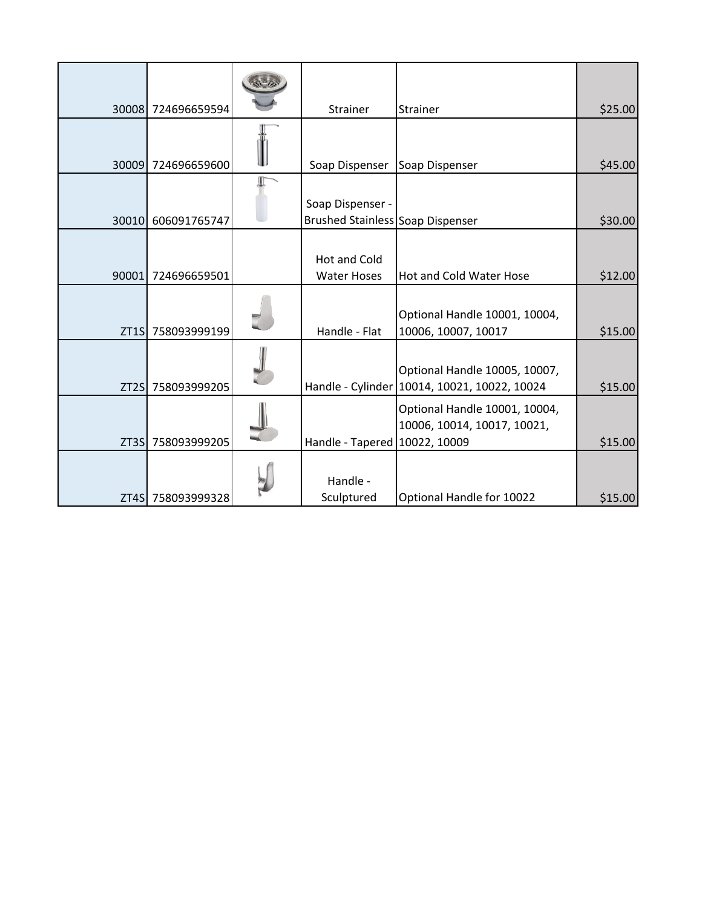| | | | | | |
|---|---|---|---|---|---|
| 30008 | 724696659594 | | Strainer | Strainer | $25.00 |
| 30009 | 724696659600 | | Soap Dispenser | Soap Dispenser | $45.00 |
| 30010 | 606091765747 | | Soap Dispenser - Brushed Stainless | Soap Dispenser | $30.00 |
| 90001 | 724696659501 | | Hot and Cold Water Hoses | Hot and Cold Water Hose | $12.00 |
| ZT1S | 758093999199 | | Handle - Flat | Optional Handle 10001, 10004, 10006, 10007, 10017 | $15.00 |
| ZT2S | 758093999205 | | Handle - Cylinder | Optional Handle 10005, 10007, 10014, 10021, 10022, 10024 | $15.00 |
| ZT3S | 758093999205 | | Handle - Tapered | Optional Handle 10001, 10004, 10006, 10014, 10017, 10021, 10022, 10009 | $15.00 |
| ZT4S | 758093999328 | | Handle - Sculptured | Optional Handle for 10022 | $15.00 |